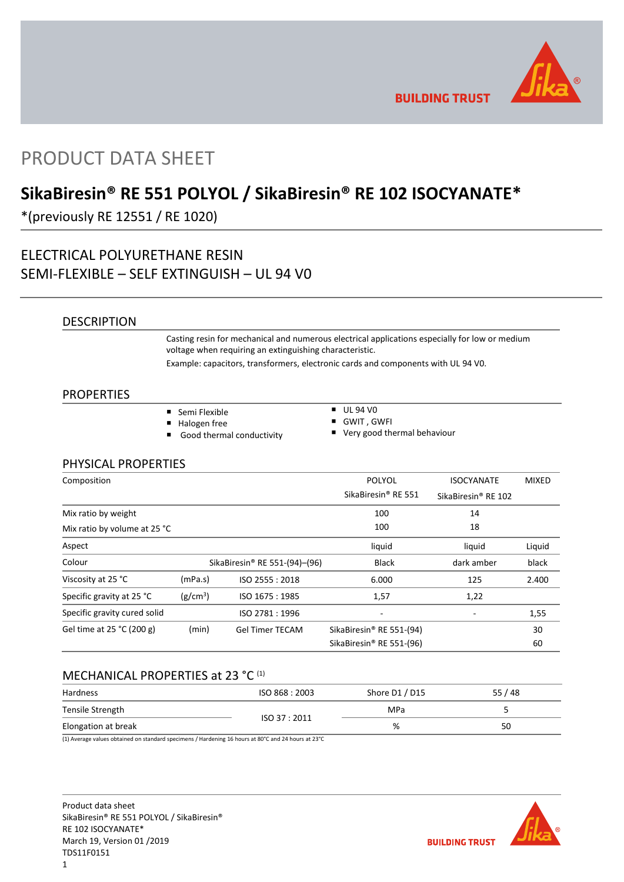# PRODUCT DATA SHEET

## SikaBiresin® RE 551 POLYOL / SikaBiresin® RE 102 ISOCYANATE*

*(previously RE 12551 / RE 1020)

ELECTRICAL POLYURETHANE RESIN
SEMI-FLEXIBLE – SELF EXTINGUISH – UL 94 V0

### DESCRIPTION

Casting resin for mechanical and numerous electrical applications especially for low or medium voltage when requiring an extinguishing characteristic.

Example: capacitors, transformers, electronic cards and components with UL 94 V0.

### PROPERTIES

- Semi Flexible
- Halogen free
- Good thermal conductivity
- UL 94 V0
- GWIT , GWFI
- Very good thermal behaviour

### PHYSICAL PROPERTIES

| Composition | | | POLYOL SikaBiresin® RE 551 | ISOCYANATE SikaBiresin® RE 102 | MIXED |
|---|---|---|---|---|---|
| Mix ratio by weight | | | 100 | 14 | |
| Mix ratio by volume at 25 °C | | | 100 | 18 | |
| Aspect | | | liquid | liquid | Liquid |
| Colour | | SikaBiresin® RE 551-(94)–(96) | Black | dark amber | black |
| Viscosity at 25 °C | (mPa.s) | ISO 2555 : 2018 | 6.000 | 125 | 2.400 |
| Specific gravity at 25 °C | (g/cm³) | ISO 1675 : 1985 | 1,57 | 1,22 | |
| Specific gravity cured solid | | ISO 2781 : 1996 | - | - | 1,55 |
| Gel time at 25 °C (200 g) | (min) | Gel Timer TECAM | SikaBiresin® RE 551-(94) | | 30 |
| | | | SikaBiresin® RE 551-(96) | | 60 |

### MECHANICAL PROPERTIES at 23 °C [1]

| Hardness | ISO 868 : 2003 | Shore D1 / D15 | 55 / 48 |
|---|---|---|---|
| Tensile Strength | ISO 37 : 2011 | MPa | 5 |
| Elongation at break | ISO 37 : 2011 | % | 50 |

(1) Average values obtained on standard specimens / Hardening 16 hours at 80°C and 24 hours at 23°C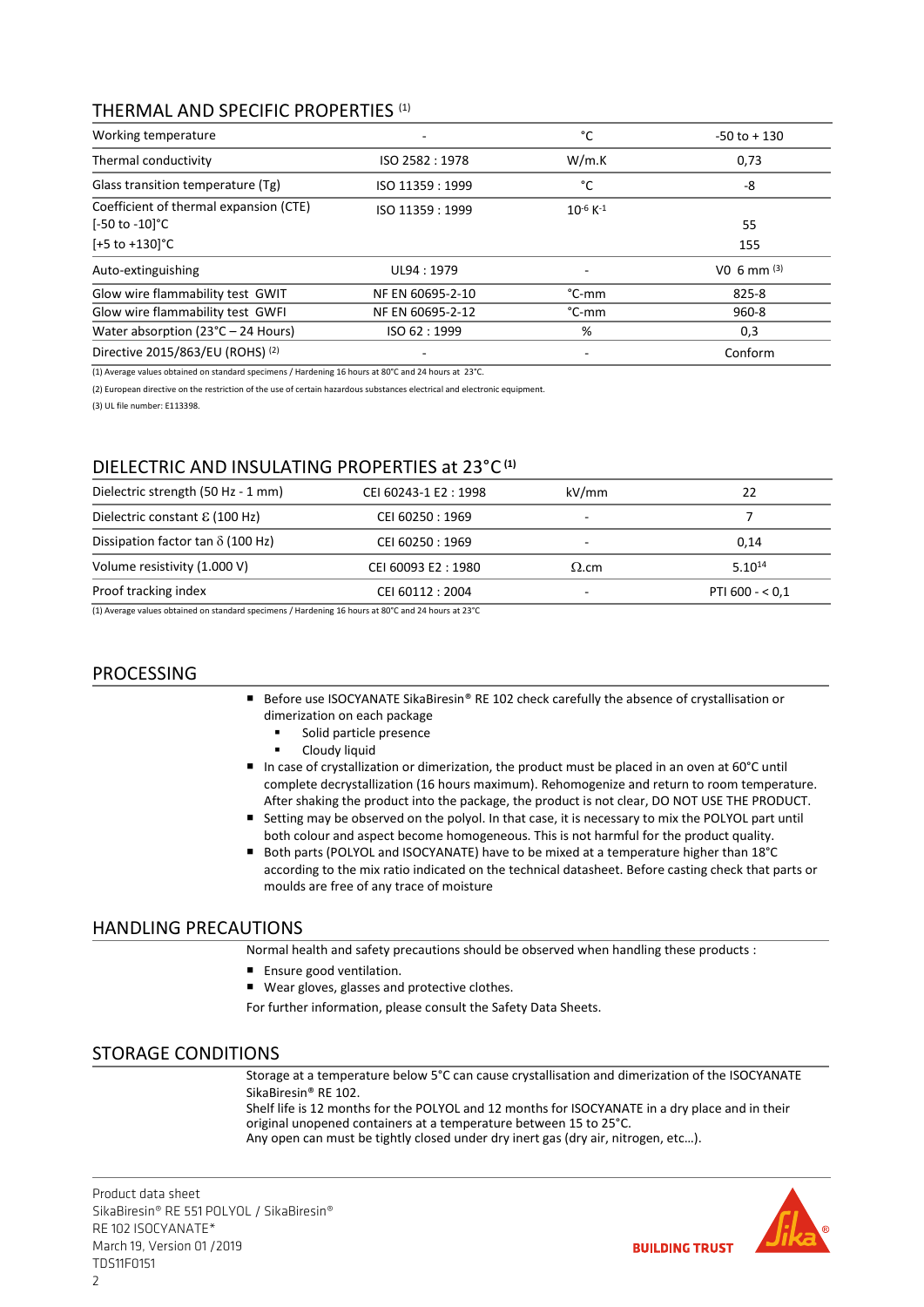## THERMAL AND SPECIFIC PROPERTIES [(1)]

| | | | |
|---|---|---|---|
| Working temperature | - | °C | -50 to + 130 |
| Thermal conductivity | ISO 2582 : 1978 | W/m.K | 0,73 |
| Glass transition temperature (Tg) | ISO 11359 : 1999 | °C | -8 |
| Coefficient of thermal expansion (CTE)<br>[-50 to -10]°C<br>[+5 to +130]°C | ISO 11359 : 1999 | $10^{-6}$ $K^{-1}$ | <br>55<br>155 |
| Auto-extinguishing | UL94 : 1979 | - | V0 6 mm [(3)] |
| Glow wire flammability test GWIT | NF EN 60695-2-10 | °C-mm | 825-8 |
| Glow wire flammability test GWFI | NF EN 60695-2-12 | °C-mm | 960-8 |
| Water absorption (23°C – 24 Hours) | ISO 62 : 1999 | % | 0,3 |
| Directive 2015/863/EU (ROHS) [(2)] | - | - | Conform |

(1) Average values obtained on standard specimens / Hardening 16 hours at 80°C and 24 hours at 23°C.

(2) European directive on the restriction of the use of certain hazardous substances electrical and electronic equipment.

(3) UL file number: E113398.

## DIELECTRIC AND INSULATING PROPERTIES at 23°C [(1)]

| | | | |
|---|---|---|---|
| Dielectric strength (50 Hz - 1 mm) | CEI 60243-1 E2 : 1998 | kV/mm | 22 |
| Dielectric constant $\varepsilon$ (100 Hz) | CEI 60250 : 1969 | - | 7 |
| Dissipation factor tan $\delta$ (100 Hz) | CEI 60250 : 1969 | - | 0,14 |
| Volume resistivity (1.000 V) | CEI 60093 E2 : 1980 | $\Omega$.cm | $5.10^{14}$ |
| Proof tracking index | CEI 60112 : 2004 | - | PTI 600 - < 0,1 |

(1) Average values obtained on standard specimens / Hardening 16 hours at 80°C and 24 hours at 23°C

## PROCESSING

- Before use ISOCYANATE SikaBiresin® RE 102 check carefully the absence of crystallisation or dimerization on each package
  - Solid particle presence
  - Cloudy liquid
- In case of crystallization or dimerization, the product must be placed in an oven at 60°C until complete decrystallization (16 hours maximum). Rehomogenize and return to room temperature. After shaking the product into the package, the product is not clear, DO NOT USE THE PRODUCT.
- Setting may be observed on the polyol. In that case, it is necessary to mix the POLYOL part until both colour and aspect become homogeneous. This is not harmful for the product quality.
- Both parts (POLYOL and ISOCYANATE) have to be mixed at a temperature higher than 18°C according to the mix ratio indicated on the technical datasheet. Before casting check that parts or moulds are free of any trace of moisture

## HANDLING PRECAUTIONS

Normal health and safety precautions should be observed when handling these products :

- Ensure good ventilation.
- Wear gloves, glasses and protective clothes.

For further information, please consult the Safety Data Sheets.

## STORAGE CONDITIONS

Storage at a temperature below 5°C can cause crystallisation and dimerization of the ISOCYANATE SikaBiresin® RE 102.
Shelf life is 12 months for the POLYOL and 12 months for ISOCYANATE in a dry place and in their original unopened containers at a temperature between 15 to 25°C.
Any open can must be tightly closed under dry inert gas (dry air, nitrogen, etc…).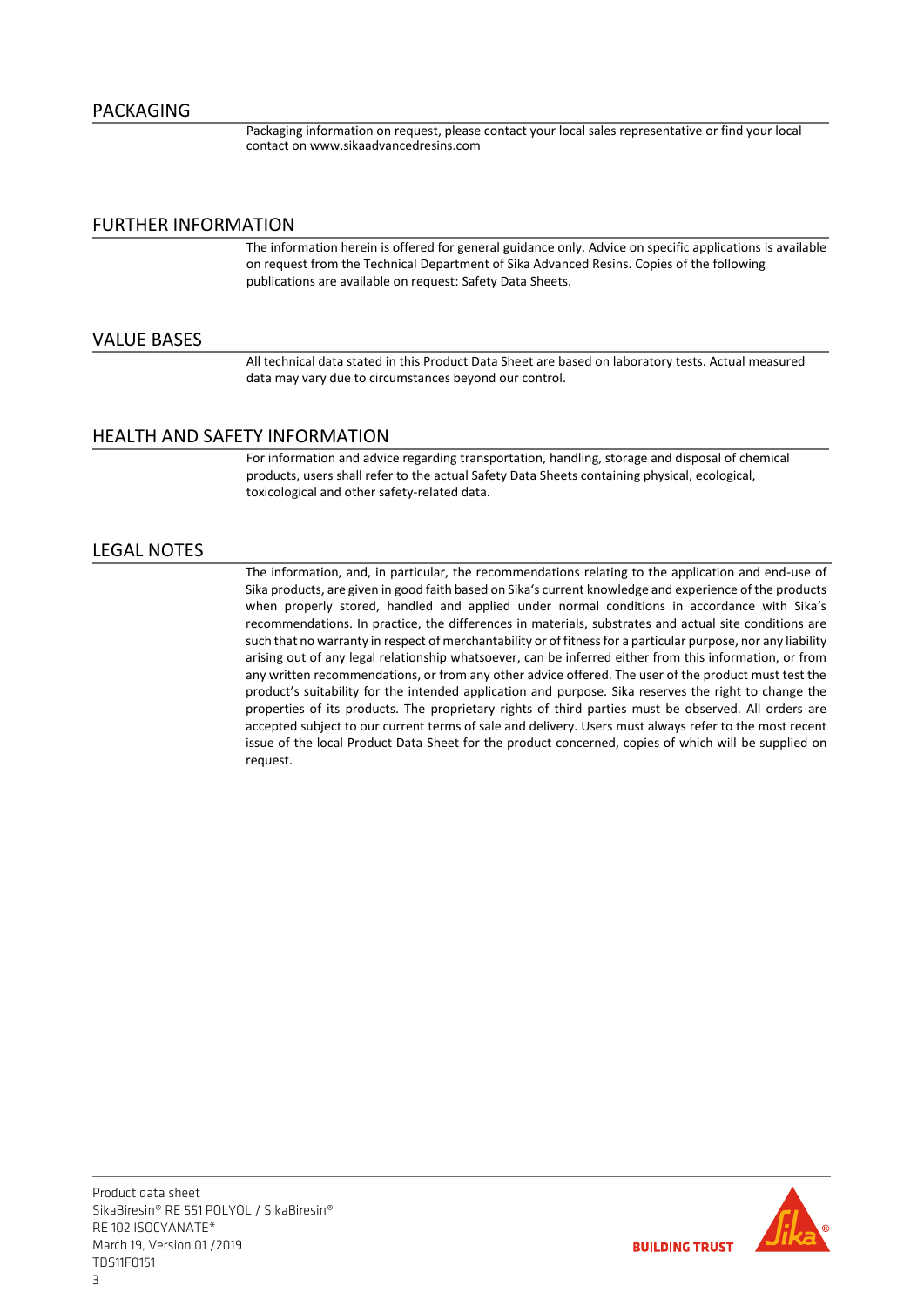## PACKAGING

Packaging information on request, please contact your local sales representative or find your local contact on www.sikaadvancedresins.com

## FURTHER INFORMATION

The information herein is offered for general guidance only. Advice on specific applications is available on request from the Technical Department of Sika Advanced Resins. Copies of the following publications are available on request: Safety Data Sheets.

## VALUE BASES

All technical data stated in this Product Data Sheet are based on laboratory tests. Actual measured data may vary due to circumstances beyond our control.

## HEALTH AND SAFETY INFORMATION

For information and advice regarding transportation, handling, storage and disposal of chemical products, users shall refer to the actual Safety Data Sheets containing physical, ecological, toxicological and other safety-related data.

## LEGAL NOTES

The information, and, in particular, the recommendations relating to the application and end-use of Sika products, are given in good faith based on Sika's current knowledge and experience of the products when properly stored, handled and applied under normal conditions in accordance with Sika's recommendations. In practice, the differences in materials, substrates and actual site conditions are such that no warranty in respect of merchantability or of fitness for a particular purpose, nor any liability arising out of any legal relationship whatsoever, can be inferred either from this information, or from any written recommendations, or from any other advice offered. The user of the product must test the product's suitability for the intended application and purpose. Sika reserves the right to change the properties of its products. The proprietary rights of third parties must be observed. All orders are accepted subject to our current terms of sale and delivery. Users must always refer to the most recent issue of the local Product Data Sheet for the product concerned, copies of which will be supplied on request.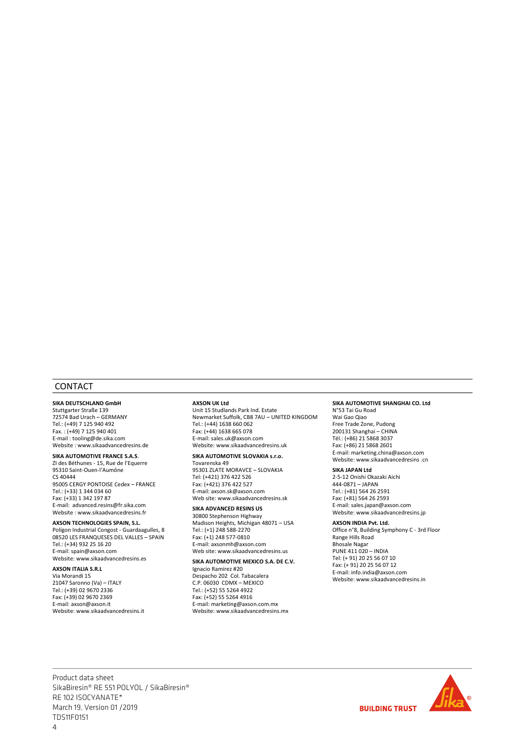## CONTACT

**SIKA DEUTSCHLAND GmbH**
Stuttgarter Straße 139
72574 Bad Urach – GERMANY
Tel.: (+49) 7 125 940 492
Fax. : (+49) 7 125 940 401
E-mail : tooling@de.sika.com
Website : www.sikaadvancedresins.de

**SIKA AUTOMOTIVE FRANCE S.A.S.**
ZI des Béthunes - 15, Rue de l'Equerre
95310 Saint-Ouen-l'Aumône
CS 40444
95005 CERGY PONTOISE Cedex – FRANCE
Tel.: (+33) 1 344 034 60
Fax: (+33) 1 342 197 87
E-mail: advanced.resins@fr.sika.com
Website : www.sikaadvancedresins.fr

**AXSON TECHNOLOGIES SPAIN, S.L.**
Polígon Industrial Congost - Guardaagulles, 8
08520 LES FRANQUESES DEL VALLES – SPAIN
Tel.: (+34) 932 25 16 20
E-mail: spain@axson.com
Website: www.sikaadvancedresins.es

**AXSON ITALIA S.R.L**
Via Morandi 15
21047 Saronno (Va) – ITALY
Tel.: (+39) 02 9670 2336
Fax: (+39) 02 9670 2369
E-mail: axson@axson.it
Website: www.sikaadvancedresins.it

**AXSON UK Ltd**
Unit 15 Studlands Park Ind. Estate
Newmarket Suffolk, CB8 7AU – UNITED KINGDOM
Tel.: (+44) 1638 660 062
Fax: (+44) 1638 665 078
E-mail: sales.uk@axson.com
Website: www.sikaadvancedresins.uk

**SIKA AUTOMOTIVE SLOVAKIA s.r.o.**
Tovarenska 49
95301 ZLATE MORAVCE – SLOVAKIA
Tel: (+421) 376 422 526
Fax: (+421) 376 422 527
E-mail: axson.sk@axson.com
Web site: www.sikaadvancedresins.sk

**SIKA ADVANCED RESINS US**
30800 Stephenson Highway
Madison Heights, Michigan 48071 – USA
Tel.: (+1) 248 588-2270
Fax: (+1) 248 577-0810
E-mail: axsonmh@axson.com
Web site: www.sikaadvancedresins.us

**SIKA AUTOMOTIVE MEXICO S.A. DE C.V.**
Ignacio Ramírez #20
Despacho 202 Col. Tabacalera
C.P. 06030 CDMX – MEXICO
Tel.: (+52) 55 5264 4922
Fax: (+52) 55 5264 4916
E-mail: marketing@axson.com.mx
Website: www.sikaadvancedresins.mx

**SIKA AUTOMOTIVE SHANGHAI CO. Ltd**
N°53 Tai Gu Road
Wai Gao Qiao
Free Trade Zone, Pudong
200131 Shanghai – CHINA
Tél.: (+86) 21 5868 3037
Fax: (+86) 21 5868 2601
E-mail: marketing.china@axson.com
Website: www.sikaadvancedresins .cn

**SIKA JAPAN Ltd**
2-5-12 Onishi Okazaki Aichi
444-0871 – JAPAN
Tel.: (+81) 564 26 2591
Fax: (+81) 564 26 2593
E-mail: sales.japan@axson.com
Website: www.sikaadvancedresins.jp

**AXSON INDIA Pvt. Ltd.**
Office n°8, Building Symphony C - 3rd Floor
Range Hills Road
Bhosale Nagar
PUNE 411 020 – INDIA
Tel: (+ 91) 20 25 56 07 10
Fax: (+ 91) 20 25 56 07 12
E-mail: info.india@axson.com
Website: www.sikaadvancedresins.in